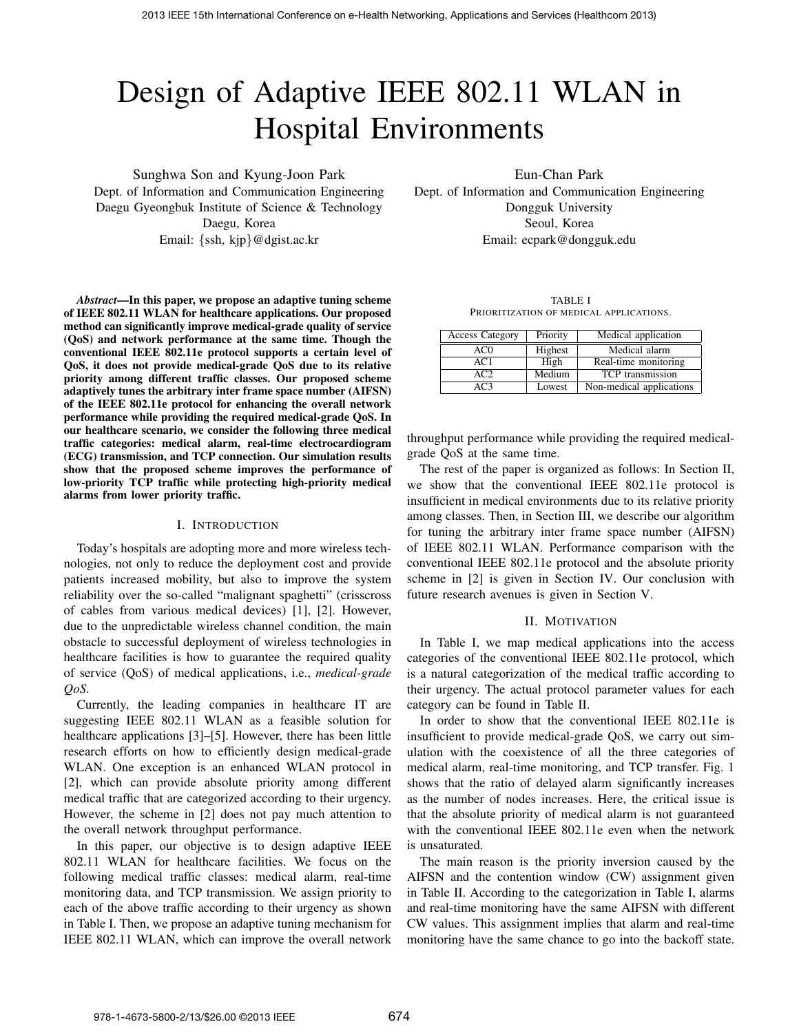# Design of Adaptive IEEE 802.11 WLAN in Hospital Environments

Sunghwa Son and Kyung-Joon Park
Dept. of Information and Communication Engineering
Daegu Gyeongbuk Institute of Science & Technology
Daegu, Korea
Email: {ssh, kjp}@dgist.ac.kr

Eun-Chan Park
Dept. of Information and Communication Engineering
Dongguk University
Seoul, Korea
Email: ecpark@dongguk.edu

***Abstract*—In this paper, we propose an adaptive tuning scheme of IEEE 802.11 WLAN for healthcare applications. Our proposed method can significantly improve medical-grade quality of service (QoS) and network performance at the same time. Though the conventional IEEE 802.11e protocol supports a certain level of QoS, it does not provide medical-grade QoS due to its relative priority among different traffic classes. Our proposed scheme adaptively tunes the arbitrary inter frame space number (AIFSN) of the IEEE 802.11e protocol for enhancing the overall network performance while providing the required medical-grade QoS. In our healthcare scenario, we consider the following three medical traffic categories: medical alarm, real-time electrocardiogram (ECG) transmission, and TCP connection. Our simulation results show that the proposed scheme improves the performance of low-priority TCP traffic while protecting high-priority medical alarms from lower priority traffic.**

## I. Introduction

Today's hospitals are adopting more and more wireless technologies, not only to reduce the deployment cost and provide patients increased mobility, but also to improve the system reliability over the so-called "malignant spaghetti" (crisscross of cables from various medical devices) [1], [2]. However, due to the unpredictable wireless channel condition, the main obstacle to successful deployment of wireless technologies in healthcare facilities is how to guarantee the required quality of service (QoS) of medical applications, i.e., *medical-grade QoS*.

Currently, the leading companies in healthcare IT are suggesting IEEE 802.11 WLAN as a feasible solution for healthcare applications [3]–[5]. However, there has been little research efforts on how to efficiently design medical-grade WLAN. One exception is an enhanced WLAN protocol in [2], which can provide absolute priority among different medical traffic that are categorized according to their urgency. However, the scheme in [2] does not pay much attention to the overall network throughput performance.

In this paper, our objective is to design adaptive IEEE 802.11 WLAN for healthcare facilities. We focus on the following medical traffic classes: medical alarm, real-time monitoring data, and TCP transmission. We assign priority to each of the above traffic according to their urgency as shown in Table I. Then, we propose an adaptive tuning mechanism for IEEE 802.11 WLAN, which can improve the overall network throughput performance while providing the required medical-grade QoS at the same time.

TABLE I
Prioritization of medical applications.

| Access Category | Priority | Medical application |
|---|---|---|
| AC0 | Highest | Medical alarm |
| AC1 | High | Real-time monitoring |
| AC2 | Medium | TCP transmission |
| AC3 | Lowest | Non-medical applications |

The rest of the paper is organized as follows: In Section II, we show that the conventional IEEE 802.11e protocol is insufficient in medical environments due to its relative priority among classes. Then, in Section III, we describe our algorithm for tuning the arbitrary inter frame space number (AIFSN) of IEEE 802.11 WLAN. Performance comparison with the conventional IEEE 802.11e protocol and the absolute priority scheme in [2] is given in Section IV. Our conclusion with future research avenues is given in Section V.

## II. Motivation

In Table I, we map medical applications into the access categories of the conventional IEEE 802.11e protocol, which is a natural categorization of the medical traffic according to their urgency. The actual protocol parameter values for each category can be found in Table II.

In order to show that the conventional IEEE 802.11e is insufficient to provide medical-grade QoS, we carry out simulation with the coexistence of all the three categories of medical alarm, real-time monitoring, and TCP transfer. Fig. 1 shows that the ratio of delayed alarm significantly increases as the number of nodes increases. Here, the critical issue is that the absolute priority of medical alarm is not guaranteed with the conventional IEEE 802.11e even when the network is unsaturated.

The main reason is the priority inversion caused by the AIFSN and the contention window (CW) assignment given in Table II. According to the categorization in Table I, alarms and real-time monitoring have the same AIFSN with different CW values. This assignment implies that alarm and real-time monitoring have the same chance to go into the backoff state.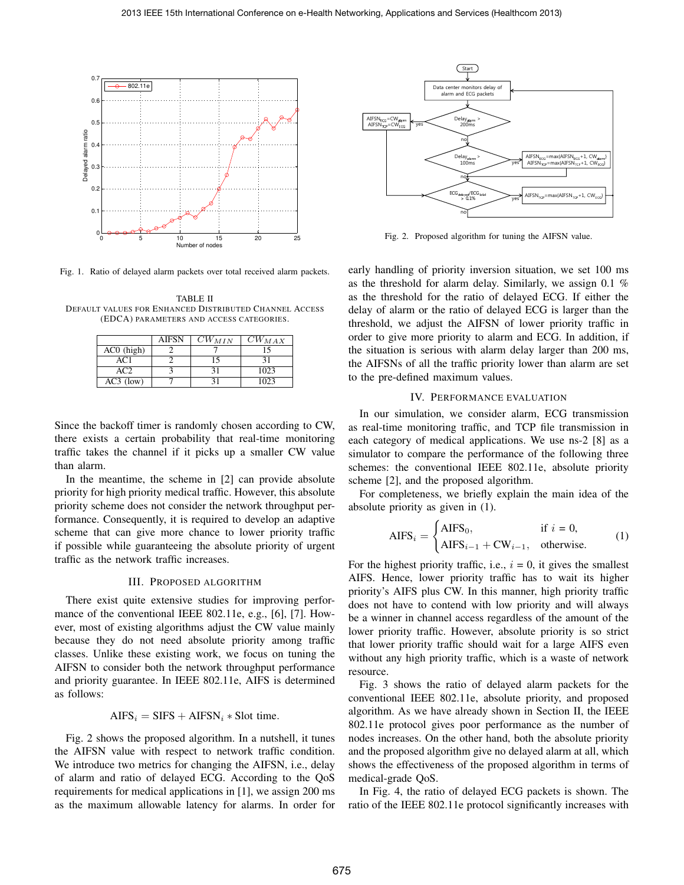Fig. 1. Ratio of delayed alarm packets over total received alarm packets.

TABLE II
DEFAULT VALUES FOR ENHANCED DISTRIBUTED CHANNEL ACCESS (EDCA) PARAMETERS AND ACCESS CATEGORIES.

| | AIFSN | $CW_{MIN}$ | $CW_{MAX}$ |
|---|---|---|---|
| AC0 (high) | 2 | 7 | 15 |
| AC1 | 2 | 15 | 31 |
| AC2 | 3 | 31 | 1023 |
| AC3 (low) | 7 | 31 | 1023 |

Since the backoff timer is randomly chosen according to CW, there exists a certain probability that real-time monitoring traffic takes the channel if it picks up a smaller CW value than alarm.

In the meantime, the scheme in [2] can provide absolute priority for high priority medical traffic. However, this absolute priority scheme does not consider the network throughput performance. Consequently, it is required to develop an adaptive scheme that can give more chance to lower priority traffic if possible while guaranteeing the absolute priority of urgent traffic as the network traffic increases.

## III. Proposed Algorithm

There exist quite extensive studies for improving performance of the conventional IEEE 802.11e, e.g., [6], [7]. However, most of existing algorithms adjust the CW value mainly because they do not need absolute priority among traffic classes. Unlike these existing work, we focus on tuning the AIFSN to consider both the network throughput performance and priority guarantee. In IEEE 802.11e, AIFS is determined as follows:

$$\text{AIFS}_i = \text{SIFS} + \text{AIFSN}_i * \text{Slot time}.$$

Fig. 2 shows the proposed algorithm. In a nutshell, it tunes the AIFSN value with respect to network traffic condition. We introduce two metrics for changing the AIFSN, i.e., delay of alarm and ratio of delayed ECG. According to the QoS requirements for medical applications in [1], we assign 200 ms as the maximum allowable latency for alarms. In order for early handling of priority inversion situation, we set 100 ms as the threshold for alarm delay. Similarly, we assign 0.1 % as the threshold for the ratio of delayed ECG. If either the delay of alarm or the ratio of delayed ECG is larger than the threshold, we adjust the AIFSN of lower priority traffic in order to give more priority to alarm and ECG. In addition, if the situation is serious with alarm delay larger than 200 ms, the AIFSNs of all the traffic priority lower than alarm are set to the pre-defined maximum values.

Fig. 2. Proposed algorithm for tuning the AIFSN value.

## IV. Performance Evaluation

In our simulation, we consider alarm, ECG transmission as real-time monitoring traffic, and TCP file transmission in each category of medical applications. We use ns-2 [8] as a simulator to compare the performance of the following three schemes: the conventional IEEE 802.11e, absolute priority scheme [2], and the proposed algorithm.

For completeness, we briefly explain the main idea of the absolute priority as given in (1).

$$\text{AIFS}_i = \begin{cases} \text{AIFS}_0, & \text{if } i = 0, \\ \text{AIFS}_{i-1} + \text{CW}_{i-1}, & \text{otherwise.} \end{cases} \quad (1)$$

For the highest priority traffic, i.e., $i = 0$, it gives the smallest AIFS. Hence, lower priority traffic has to wait its higher priority's AIFS plus CW. In this manner, high priority traffic does not have to contend with low priority and will always be a winner in channel access regardless of the amount of the lower priority traffic. However, absolute priority is so strict that lower priority traffic should wait for a large AIFS even without any high priority traffic, which is a waste of network resource.

Fig. 3 shows the ratio of delayed alarm packets for the conventional IEEE 802.11e, absolute priority, and proposed algorithm. As we have already shown in Section II, the IEEE 802.11e protocol gives poor performance as the number of nodes increases. On the other hand, both the absolute priority and the proposed algorithm give no delayed alarm at all, which shows the effectiveness of the proposed algorithm in terms of medical-grade QoS.

In Fig. 4, the ratio of delayed ECG packets is shown. The ratio of the IEEE 802.11e protocol significantly increases with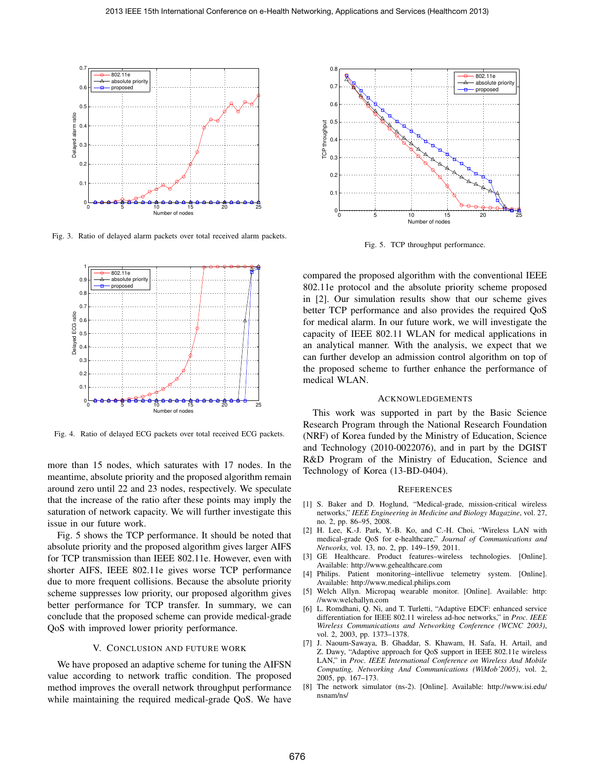0.7
0.6
0.5
0.4
0.3
0.2
0.1
0
0 5 10 15 20 25
Delayed alarm ratio
Number of nodes
802.11e
absolute priority
proposed

Fig. 3. Ratio of delayed alarm packets over total received alarm packets.

1
0.9
0.8
0.7
0.6
0.5
0.4
0.3
0.2
0.1
0
0 5 10 15 20 25
Delayed ECG ratio
Number of nodes
802.11e
absolute priority
proposed

Fig. 4. Ratio of delayed ECG packets over total received ECG packets.

more than 15 nodes, which saturates with 17 nodes. In the meantime, absolute priority and the proposed algorithm remain around zero until 22 and 23 nodes, respectively. We speculate that the increase of the ratio after these points may imply the saturation of network capacity. We will further investigate this issue in our future work.

Fig. 5 shows the TCP performance. It should be noted that absolute priority and the proposed algorithm gives larger AIFS for TCP transmission than IEEE 802.11e. However, even with shorter AIFS, IEEE 802.11e gives worse TCP performance due to more frequent collisions. Because the absolute priority scheme suppresses low priority, our proposed algorithm gives better performance for TCP transfer. In summary, we can conclude that the proposed scheme can provide medical-grade QoS with improved lower priority performance.

## V. Conclusion and Future Work

We have proposed an adaptive scheme for tuning the AIFSN value according to network traffic condition. The proposed method improves the overall network throughput performance while maintaining the required medical-grade QoS. We have

0.8
0.7
0.6
0.5
0.4
0.3
0.2
0.1
0
0 5 10 15 20 25
TCP throughput
Number of nodes
802.11e
absolute priority
proposed

Fig. 5. TCP throughput performance.

compared the proposed algorithm with the conventional IEEE 802.11e protocol and the absolute priority scheme proposed in [2]. Our simulation results show that our scheme gives better TCP performance and also provides the required QoS for medical alarm. In our future work, we will investigate the capacity of IEEE 802.11 WLAN for medical applications in an analytical manner. With the analysis, we expect that we can further develop an admission control algorithm on top of the proposed scheme to further enhance the performance of medical WLAN.

## Acknowledgements

This work was supported in part by the Basic Science Research Program through the National Research Foundation (NRF) of Korea funded by the Ministry of Education, Science and Technology (2010-0022076), and in part by the DGIST R&D Program of the Ministry of Education, Science and Technology of Korea (13-BD-0404).

## References

[1] S. Baker and D. Hoglund, "Medical-grade, mission-critical wireless networks," *IEEE Engineering in Medicine and Biology Magazine*, vol. 27, no. 2, pp. 86–95, 2008.

[2] H. Lee, K.-J. Park, Y.-B. Ko, and C.-H. Choi, "Wireless LAN with medical-grade QoS for e-healthcare," *Journal of Communications and Networks*, vol. 13, no. 2, pp. 149–159, 2011.

[3] GE Healthcare. Product features–wireless technologies. [Online]. Available: http://www.gehealthcare.com

[4] Philips. Patient monitoring–intellivue telemetry system. [Online]. Available: http://www.medical.philips.com

[5] Welch Allyn. Micropaq wearable monitor. [Online]. Available: http://www.welchallyn.com

[6] L. Romdhani, Q. Ni, and T. Turletti, "Adaptive EDCF: enhanced service differentiation for IEEE 802.11 wireless ad-hoc networks," in *Proc. IEEE Wireless Communications and Networking Conference (WCNC 2003)*, vol. 2, 2003, pp. 1373–1378.

[7] J. Naoum-Sawaya, B. Ghaddar, S. Khawam, H. Safa, H. Artail, and Z. Dawy, "Adaptive approach for QoS support in IEEE 802.11e wireless LAN," in *Proc. IEEE International Conference on Wireless And Mobile Computing, Networking And Communications (WiMob'2005)*, vol. 2, 2005, pp. 167–173.

[8] The network simulator (ns-2). [Online]. Available: http://www.isi.edu/nsnam/ns/